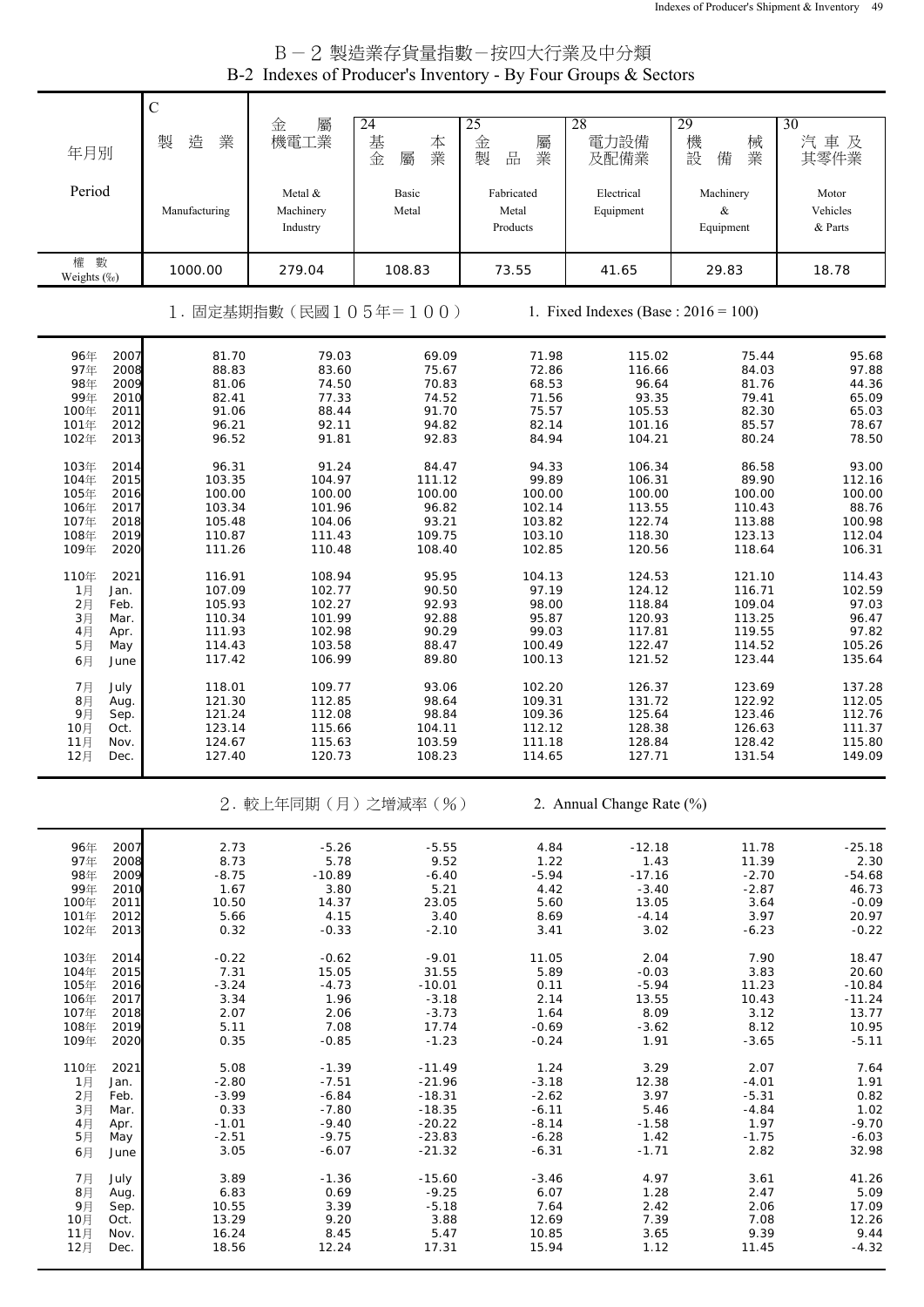# B－2 製造業存貨量指數－按四大行業及中分類

# B-2 Indexes of Producer's Inventory - By Four Groups & Sectors

| 年月別 Period | | C 製造業 Manufacturing | 金屬機電工業 Metal & Machinery Industry | 24 基本金屬業 Basic Metal | 25 金屬製品業 Fabricated Metal Products | 28 電力設備及配備業 Electrical Equipment | 29 機械設備業 Machinery & Equipment | 30 汽車及其零件業 Motor Vehicles & Parts |
|---|---|---|---|---|---|---|---|---|
| 權數 Weights (‰) | | 1000.00 | 279.04 | 108.83 | 73.55 | 41.65 | 29.83 | 18.78 |
| **1. 固定基期指數（民國１０５年＝１００）** | **1. Fixed Indexes (Base : 2016 = 100)** | | | | | | | |
| 96年 | 2007 | 81.70 | 79.03 | 69.09 | 71.98 | 115.02 | 75.44 | 95.68 |
| 97年 | 2008 | 88.83 | 83.60 | 75.67 | 72.86 | 116.66 | 84.03 | 97.88 |
| 98年 | 2009 | 81.06 | 74.50 | 70.83 | 68.53 | 96.64 | 81.76 | 44.36 |
| 99年 | 2010 | 82.41 | 77.33 | 74.52 | 71.56 | 93.35 | 79.41 | 65.09 |
| 100年 | 2011 | 91.06 | 88.44 | 91.70 | 75.57 | 105.53 | 82.30 | 65.03 |
| 101年 | 2012 | 96.21 | 92.11 | 94.82 | 82.14 | 101.16 | 85.57 | 78.67 |
| 102年 | 2013 | 96.52 | 91.81 | 92.83 | 84.94 | 104.21 | 80.24 | 78.50 |
| 103年 | 2014 | 96.31 | 91.24 | 84.47 | 94.33 | 106.34 | 86.58 | 93.00 |
| 104年 | 2015 | 103.35 | 104.97 | 111.12 | 99.89 | 106.31 | 89.90 | 112.16 |
| 105年 | 2016 | 100.00 | 100.00 | 100.00 | 100.00 | 100.00 | 100.00 | 100.00 |
| 106年 | 2017 | 103.34 | 101.96 | 96.82 | 102.14 | 113.55 | 110.43 | 88.76 |
| 107年 | 2018 | 105.48 | 104.06 | 93.21 | 103.82 | 122.74 | 113.88 | 100.98 |
| 108年 | 2019 | 110.87 | 111.43 | 109.75 | 103.10 | 118.30 | 123.13 | 112.04 |
| 109年 | 2020 | 111.26 | 110.48 | 108.40 | 102.85 | 120.56 | 118.64 | 106.31 |
| 110年 | 2021 | 116.91 | 108.94 | 95.95 | 104.13 | 124.53 | 121.10 | 114.43 |
| 1月 | Jan. | 107.09 | 102.77 | 90.50 | 97.19 | 124.12 | 116.71 | 102.59 |
| 2月 | Feb. | 105.93 | 102.27 | 92.93 | 98.00 | 118.84 | 109.04 | 97.03 |
| 3月 | Mar. | 110.34 | 101.99 | 92.88 | 95.87 | 120.93 | 113.25 | 96.47 |
| 4月 | Apr. | 111.93 | 102.98 | 90.29 | 99.03 | 117.81 | 119.55 | 97.82 |
| 5月 | May | 114.43 | 103.58 | 88.47 | 100.49 | 122.47 | 114.52 | 105.26 |
| 6月 | June | 117.42 | 106.99 | 89.80 | 100.13 | 121.52 | 123.44 | 135.64 |
| 7月 | July | 118.01 | 109.77 | 93.06 | 102.20 | 126.37 | 123.69 | 137.28 |
| 8月 | Aug. | 121.30 | 112.85 | 98.64 | 109.31 | 131.72 | 122.92 | 112.05 |
| 9月 | Sep. | 121.24 | 112.08 | 98.84 | 109.36 | 125.64 | 123.46 | 112.76 |
| 10月 | Oct. | 123.14 | 115.66 | 104.11 | 112.12 | 128.38 | 126.63 | 111.37 |
| 11月 | Nov. | 124.67 | 115.63 | 103.59 | 111.18 | 128.84 | 128.42 | 115.80 |
| 12月 | Dec. | 127.40 | 120.73 | 108.23 | 114.65 | 127.71 | 131.54 | 149.09 |
| **2. 較上年同期（月）之增減率（%）** | **2. Annual Change Rate (%)** | | | | | | | |
| 96年 | 2007 | 2.73 | -5.26 | -5.55 | 4.84 | -12.18 | 11.78 | -25.18 |
| 97年 | 2008 | 8.73 | 5.78 | 9.52 | 1.22 | 1.43 | 11.39 | 2.30 |
| 98年 | 2009 | -8.75 | -10.89 | -6.40 | -5.94 | -17.16 | -2.70 | -54.68 |
| 99年 | 2010 | 1.67 | 3.80 | 5.21 | 4.42 | -3.40 | -2.87 | 46.73 |
| 100年 | 2011 | 10.50 | 14.37 | 23.05 | 5.60 | 13.05 | 3.64 | -0.09 |
| 101年 | 2012 | 5.66 | 4.15 | 3.40 | 8.69 | -4.14 | 3.97 | 20.97 |
| 102年 | 2013 | 0.32 | -0.33 | -2.10 | 3.41 | 3.02 | -6.23 | -0.22 |
| 103年 | 2014 | -0.22 | -0.62 | -9.01 | 11.05 | 2.04 | 7.90 | 18.47 |
| 104年 | 2015 | 7.31 | 15.05 | 31.55 | 5.89 | -0.03 | 3.83 | 20.60 |
| 105年 | 2016 | -3.24 | -4.73 | -10.01 | 0.11 | -5.94 | 11.23 | -10.84 |
| 106年 | 2017 | 3.34 | 1.96 | -3.18 | 2.14 | 13.55 | 10.43 | -11.24 |
| 107年 | 2018 | 2.07 | 2.06 | -3.73 | 1.64 | 8.09 | 3.12 | 13.77 |
| 108年 | 2019 | 5.11 | 7.08 | 17.74 | -0.69 | -3.62 | 8.12 | 10.95 |
| 109年 | 2020 | 0.35 | -0.85 | -1.23 | -0.24 | 1.91 | -3.65 | -5.11 |
| 110年 | 2021 | 5.08 | -1.39 | -11.49 | 1.24 | 3.29 | 2.07 | 7.64 |
| 1月 | Jan. | -2.80 | -7.51 | -21.96 | -3.18 | 12.38 | -4.01 | 1.91 |
| 2月 | Feb. | -3.99 | -6.84 | -18.31 | -2.62 | 3.97 | -5.31 | 0.82 |
| 3月 | Mar. | 0.33 | -7.80 | -18.35 | -6.11 | 5.46 | -4.84 | 1.02 |
| 4月 | Apr. | -1.01 | -9.40 | -20.22 | -8.14 | -1.58 | 1.97 | -9.70 |
| 5月 | May | -2.51 | -9.75 | -23.83 | -6.28 | 1.42 | -1.75 | -6.03 |
| 6月 | June | 3.05 | -6.07 | -21.32 | -6.31 | -1.71 | 2.82 | 32.98 |
| 7月 | July | 3.89 | -1.36 | -15.60 | -3.46 | 4.97 | 3.61 | 41.26 |
| 8月 | Aug. | 6.83 | 0.69 | -9.25 | 6.07 | 1.28 | 2.47 | 5.09 |
| 9月 | Sep. | 10.55 | 3.39 | -5.18 | 7.64 | 2.42 | 2.06 | 17.09 |
| 10月 | Oct. | 13.29 | 9.20 | 3.88 | 12.69 | 7.39 | 7.08 | 12.26 |
| 11月 | Nov. | 16.24 | 8.45 | 5.47 | 10.85 | 3.65 | 9.39 | 9.44 |
| 12月 | Dec. | 18.56 | 12.24 | 17.31 | 15.94 | 1.12 | 11.45 | -4.32 |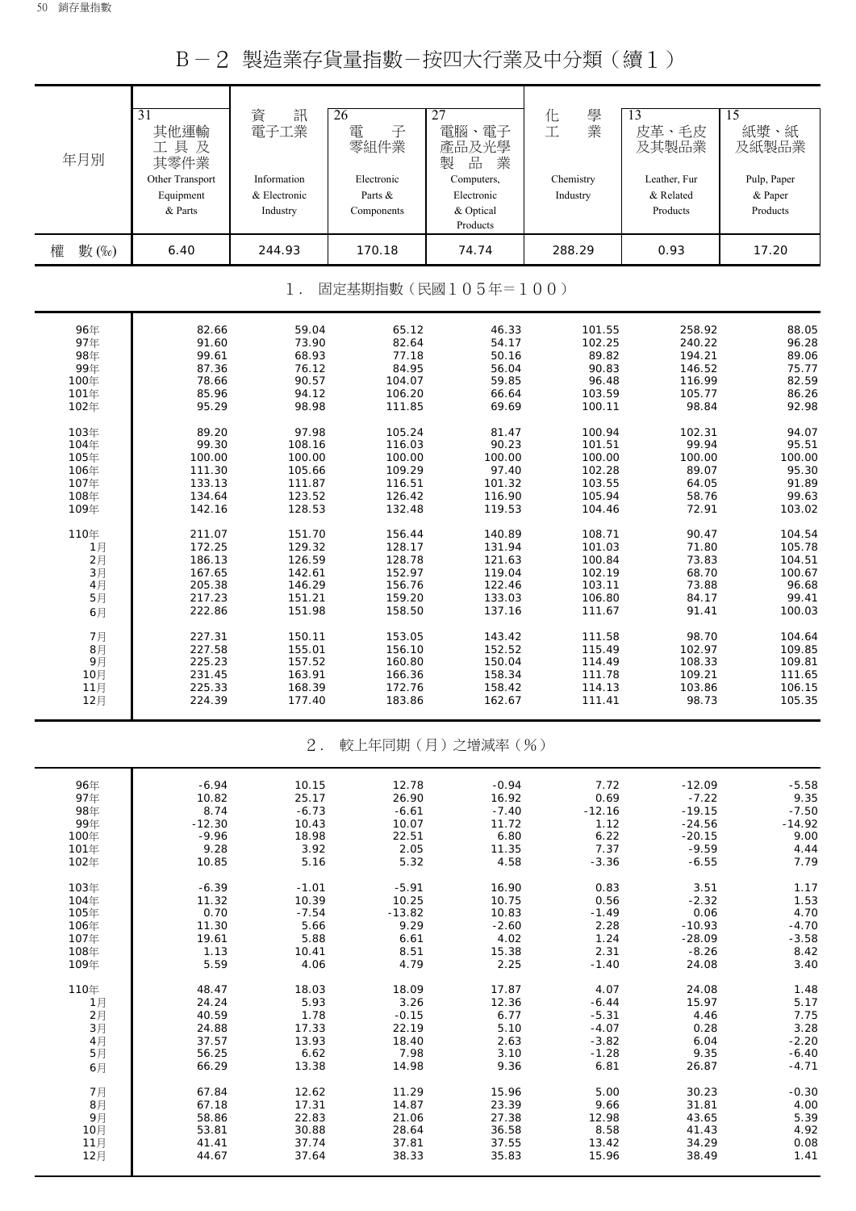# B－2 製造業存貨量指數－按四大行業及中分類（續1）

| 年月別 | 31 其他運輸工具及其零件業 Other Transport Equipment & Parts | 資訊電子工業 Information & Electronic Industry | 26 電子零組件業 Electronic Parts & Components | 27 電腦、電子產品及光學製品業 Computers, Electronic & Optical Products | 化學工業 Chemistry Industry | 13 皮革、毛皮及其製品業 Leather, Fur & Related Products | 15 紙漿、紙及紙製品業 Pulp, Paper & Paper Products |
|---|---|---|---|---|---|---|---|
| 權　數(‰) | 6.40 | 244.93 | 170.18 | 74.74 | 288.29 | 0.93 | 17.20 |
| **1. 固定基期指數（民國105年＝100）** | | | | | | | |
| 96年 | 82.66 | 59.04 | 65.12 | 46.33 | 101.55 | 258.92 | 88.05 |
| 97年 | 91.60 | 73.90 | 82.64 | 54.17 | 102.25 | 240.22 | 96.28 |
| 98年 | 99.61 | 68.93 | 77.18 | 50.16 | 89.82 | 194.21 | 89.06 |
| 99年 | 87.36 | 76.12 | 84.95 | 56.04 | 90.83 | 146.52 | 75.77 |
| 100年 | 78.66 | 90.57 | 104.07 | 59.85 | 96.48 | 116.99 | 82.59 |
| 101年 | 85.96 | 94.12 | 106.20 | 66.64 | 103.59 | 105.77 | 86.26 |
| 102年 | 95.29 | 98.98 | 111.85 | 69.69 | 100.11 | 98.84 | 92.98 |
| 103年 | 89.20 | 97.98 | 105.24 | 81.47 | 100.94 | 102.31 | 94.07 |
| 104年 | 99.30 | 108.16 | 116.03 | 90.23 | 101.51 | 99.94 | 95.51 |
| 105年 | 100.00 | 100.00 | 100.00 | 100.00 | 100.00 | 100.00 | 100.00 |
| 106年 | 111.30 | 105.66 | 109.29 | 97.40 | 102.28 | 89.07 | 95.30 |
| 107年 | 133.13 | 111.87 | 116.51 | 101.32 | 103.55 | 64.05 | 91.89 |
| 108年 | 134.64 | 123.52 | 126.42 | 116.90 | 105.94 | 58.76 | 99.63 |
| 109年 | 142.16 | 128.53 | 132.48 | 119.53 | 104.46 | 72.91 | 103.02 |
| 110年 | 211.07 | 151.70 | 156.44 | 140.89 | 108.71 | 90.47 | 104.54 |
| 1月 | 172.25 | 129.32 | 128.17 | 131.94 | 101.03 | 71.80 | 105.78 |
| 2月 | 186.13 | 126.59 | 128.78 | 121.63 | 100.84 | 73.83 | 104.51 |
| 3月 | 167.65 | 142.61 | 152.97 | 119.04 | 102.19 | 68.70 | 100.67 |
| 4月 | 205.38 | 146.29 | 156.76 | 122.46 | 103.11 | 73.88 | 96.68 |
| 5月 | 217.23 | 151.21 | 159.20 | 133.03 | 106.80 | 84.17 | 99.41 |
| 6月 | 222.86 | 151.98 | 158.50 | 137.16 | 111.67 | 91.41 | 100.03 |
| 7月 | 227.31 | 150.11 | 153.05 | 143.42 | 111.58 | 98.70 | 104.64 |
| 8月 | 227.58 | 155.01 | 156.10 | 152.52 | 115.49 | 102.97 | 109.85 |
| 9月 | 225.23 | 157.52 | 160.80 | 150.04 | 114.49 | 108.33 | 109.81 |
| 10月 | 231.45 | 163.91 | 166.36 | 158.34 | 111.78 | 109.21 | 111.65 |
| 11月 | 225.33 | 168.39 | 172.76 | 158.42 | 114.13 | 103.86 | 106.15 |
| 12月 | 224.39 | 177.40 | 183.86 | 162.67 | 111.41 | 98.73 | 105.35 |
| **2. 較上年同期（月）之增減率（%）** | | | | | | | |
| 96年 | -6.94 | 10.15 | 12.78 | -0.94 | 7.72 | -12.09 | -5.58 |
| 97年 | 10.82 | 25.17 | 26.90 | 16.92 | 0.69 | -7.22 | 9.35 |
| 98年 | 8.74 | -6.73 | -6.61 | -7.40 | -12.16 | -19.15 | -7.50 |
| 99年 | -12.30 | 10.43 | 10.07 | 11.72 | 1.12 | -24.56 | -14.92 |
| 100年 | -9.96 | 18.98 | 22.51 | 6.80 | 6.22 | -20.15 | 9.00 |
| 101年 | 9.28 | 3.92 | 2.05 | 11.35 | 7.37 | -9.59 | 4.44 |
| 102年 | 10.85 | 5.16 | 5.32 | 4.58 | -3.36 | -6.55 | 7.79 |
| 103年 | -6.39 | -1.01 | -5.91 | 16.90 | 0.83 | 3.51 | 1.17 |
| 104年 | 11.32 | 10.39 | 10.25 | 10.75 | 0.56 | -2.32 | 1.53 |
| 105年 | 0.70 | -7.54 | -13.82 | 10.83 | -1.49 | 0.06 | 4.70 |
| 106年 | 11.30 | 5.66 | 9.29 | -2.60 | 2.28 | -10.93 | -4.70 |
| 107年 | 19.61 | 5.88 | 6.61 | 4.02 | 1.24 | -28.09 | -3.58 |
| 108年 | 1.13 | 10.41 | 8.51 | 15.38 | 2.31 | -8.26 | 8.42 |
| 109年 | 5.59 | 4.06 | 4.79 | 2.25 | -1.40 | 24.08 | 3.40 |
| 110年 | 48.47 | 18.03 | 18.09 | 17.87 | 4.07 | 24.08 | 1.48 |
| 1月 | 24.24 | 5.93 | 3.26 | 12.36 | -6.44 | 15.97 | 5.17 |
| 2月 | 40.59 | 1.78 | -0.15 | 6.77 | -5.31 | 4.46 | 7.75 |
| 3月 | 24.88 | 17.33 | 22.19 | 5.10 | -4.07 | 0.28 | 3.28 |
| 4月 | 37.57 | 13.93 | 18.40 | 2.63 | -3.82 | 6.04 | -2.20 |
| 5月 | 56.25 | 6.62 | 7.98 | 3.10 | -1.28 | 9.35 | -6.40 |
| 6月 | 66.29 | 13.38 | 14.98 | 9.36 | 6.81 | 26.87 | -4.71 |
| 7月 | 67.84 | 12.62 | 11.29 | 15.96 | 5.00 | 30.23 | -0.30 |
| 8月 | 67.18 | 17.31 | 14.87 | 23.39 | 9.66 | 31.81 | 4.00 |
| 9月 | 58.86 | 22.83 | 21.06 | 27.38 | 12.98 | 43.65 | 5.39 |
| 10月 | 53.81 | 30.88 | 28.64 | 36.58 | 8.58 | 41.43 | 4.92 |
| 11月 | 41.41 | 37.74 | 37.81 | 37.55 | 13.42 | 34.29 | 0.08 |
| 12月 | 44.67 | 37.64 | 38.33 | 35.83 | 15.96 | 38.49 | 1.41 |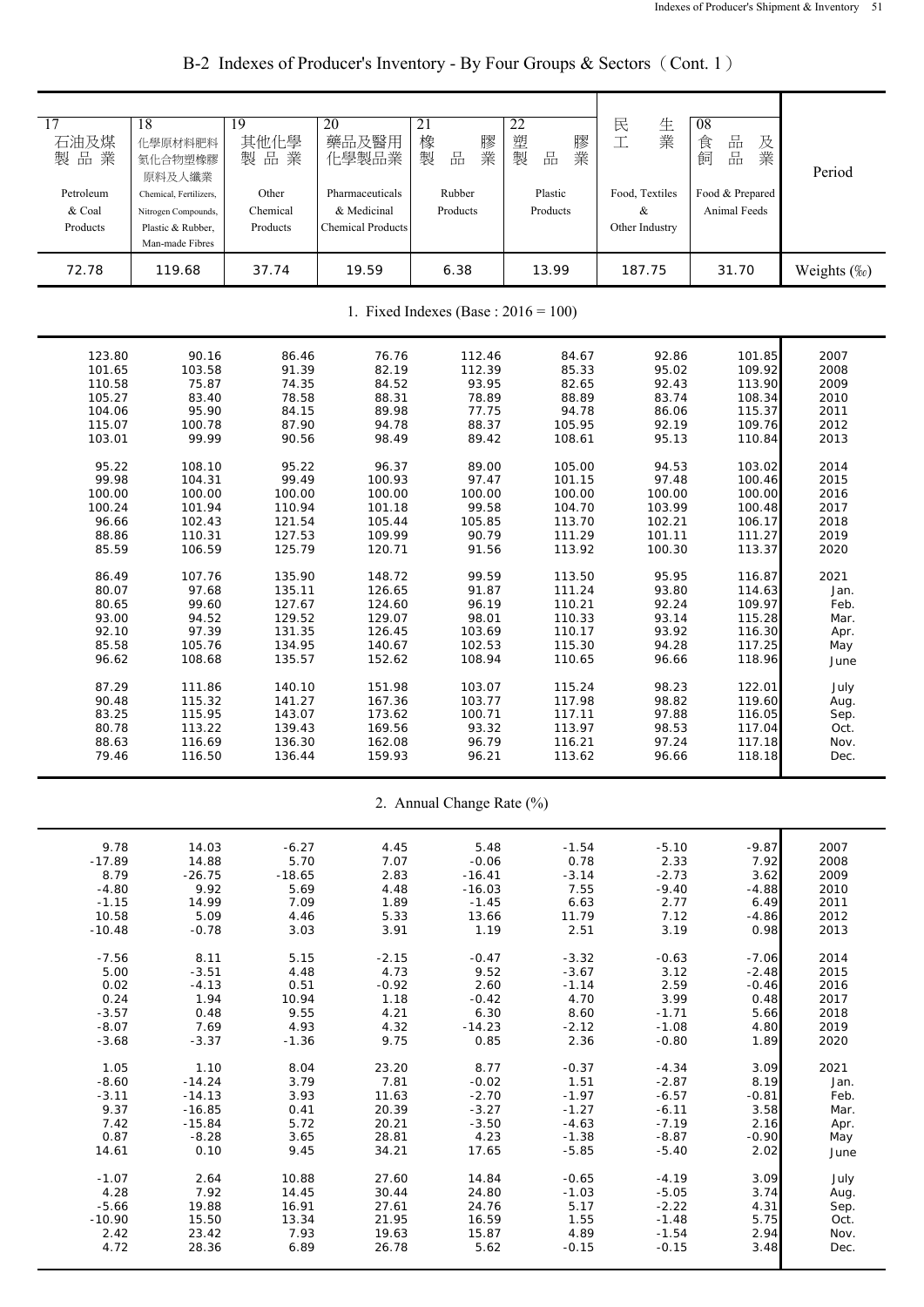## B-2 Indexes of Producer's Inventory - By Four Groups & Sectors（Cont. 1）

| 17 石油及煤製品業 Petroleum & Coal Products | 18 化學原材料肥料氮化合物塑橡膠原料及人纖業 Chemical, Fertilizers, Nitrogen Compounds, Plastic & Rubber, Man-made Fibres | 19 其他化學製品業 Other Chemical Products | 20 藥品及醫用化學製品業 Pharmaceuticals & Medicinal Chemical Products | 21 橡膠製品業 Rubber Products | 22 塑膠製品業 Plastic Products | 民生工業 Food, Textiles & Other Industry | 08 食品及飼品業 Food & Prepared Animal Feeds | Period |
|---|---|---|---|---|---|---|---|---|
| 72.78 | 119.68 | 37.74 | 19.59 | 6.38 | 13.99 | 187.75 | 31.70 | Weights (‰) |
| **1. Fixed Indexes (Base : 2016 = 100)** | | | | | | | | |
| 123.80 | 90.16 | 86.46 | 76.76 | 112.46 | 84.67 | 92.86 | 101.85 | 2007 |
| 101.65 | 103.58 | 91.39 | 82.19 | 112.39 | 85.33 | 95.02 | 109.92 | 2008 |
| 110.58 | 75.87 | 74.35 | 84.52 | 93.95 | 82.65 | 92.43 | 113.90 | 2009 |
| 105.27 | 83.40 | 78.58 | 88.31 | 78.89 | 88.89 | 83.74 | 108.34 | 2010 |
| 104.06 | 95.90 | 84.15 | 89.98 | 77.75 | 94.78 | 86.06 | 115.37 | 2011 |
| 115.07 | 100.78 | 87.90 | 94.78 | 88.37 | 105.95 | 92.19 | 109.76 | 2012 |
| 103.01 | 99.99 | 90.56 | 98.49 | 89.42 | 108.61 | 95.13 | 110.84 | 2013 |
| 95.22 | 108.10 | 95.22 | 96.37 | 89.00 | 105.00 | 94.53 | 103.02 | 2014 |
| 99.98 | 104.31 | 99.49 | 100.93 | 97.47 | 101.15 | 97.48 | 100.46 | 2015 |
| 100.00 | 100.00 | 100.00 | 100.00 | 100.00 | 100.00 | 100.00 | 100.00 | 2016 |
| 100.24 | 101.94 | 110.94 | 101.18 | 99.58 | 104.70 | 103.99 | 100.48 | 2017 |
| 96.66 | 102.43 | 121.54 | 105.44 | 105.85 | 113.70 | 102.21 | 106.17 | 2018 |
| 88.86 | 110.31 | 127.53 | 109.99 | 90.79 | 111.29 | 101.11 | 111.27 | 2019 |
| 85.59 | 106.59 | 125.79 | 120.71 | 91.56 | 113.92 | 100.30 | 113.37 | 2020 |
| 86.49 | 107.76 | 135.90 | 148.72 | 99.59 | 113.50 | 95.95 | 116.87 | 2021 |
| 80.07 | 97.68 | 135.11 | 126.65 | 91.87 | 111.24 | 93.80 | 114.63 | Jan. |
| 80.65 | 99.60 | 127.67 | 124.60 | 96.19 | 110.21 | 92.24 | 109.97 | Feb. |
| 93.00 | 94.52 | 129.52 | 129.07 | 98.01 | 110.33 | 93.14 | 115.28 | Mar. |
| 92.10 | 97.39 | 131.35 | 126.45 | 103.69 | 110.17 | 93.92 | 116.30 | Apr. |
| 85.58 | 105.76 | 134.95 | 140.67 | 102.53 | 115.30 | 94.28 | 117.25 | May |
| 96.62 | 108.68 | 135.57 | 152.62 | 108.94 | 110.65 | 96.66 | 118.96 | June |
| 87.29 | 111.86 | 140.10 | 151.98 | 103.07 | 115.24 | 98.23 | 122.01 | July |
| 90.48 | 115.32 | 141.27 | 167.36 | 103.77 | 117.98 | 98.82 | 119.60 | Aug. |
| 83.25 | 115.95 | 143.07 | 173.62 | 100.71 | 117.11 | 97.88 | 116.05 | Sep. |
| 80.78 | 113.22 | 139.43 | 169.56 | 93.32 | 113.97 | 98.53 | 117.04 | Oct. |
| 88.63 | 116.69 | 136.30 | 162.08 | 96.79 | 116.21 | 97.24 | 117.18 | Nov. |
| 79.46 | 116.50 | 136.44 | 159.93 | 96.21 | 113.62 | 96.66 | 118.18 | Dec. |
| **2. Annual Change Rate (%)** | | | | | | | | |
| 9.78 | 14.03 | -6.27 | 4.45 | 5.48 | -1.54 | -5.10 | -9.87 | 2007 |
| -17.89 | 14.88 | 5.70 | 7.07 | -0.06 | 0.78 | 2.33 | 7.92 | 2008 |
| 8.79 | -26.75 | -18.65 | 2.83 | -16.41 | -3.14 | -2.73 | 3.62 | 2009 |
| -4.80 | 9.92 | 5.69 | 4.48 | -16.03 | 7.55 | -9.40 | -4.88 | 2010 |
| -1.15 | 14.99 | 7.09 | 1.89 | -1.45 | 6.63 | 2.77 | 6.49 | 2011 |
| 10.58 | 5.09 | 4.46 | 5.33 | 13.66 | 11.79 | 7.12 | -4.86 | 2012 |
| -10.48 | -0.78 | 3.03 | 3.91 | 1.19 | 2.51 | 3.19 | 0.98 | 2013 |
| -7.56 | 8.11 | 5.15 | -2.15 | -0.47 | -3.32 | -0.63 | -7.06 | 2014 |
| 5.00 | -3.51 | 4.48 | 4.73 | 9.52 | -3.67 | 3.12 | -2.48 | 2015 |
| 0.02 | -4.13 | 0.51 | -0.92 | 2.60 | -1.14 | 2.59 | -0.46 | 2016 |
| 0.24 | 1.94 | 10.94 | 1.18 | -0.42 | 4.70 | 3.99 | 0.48 | 2017 |
| -3.57 | 0.48 | 9.55 | 4.21 | 6.30 | 8.60 | -1.71 | 5.66 | 2018 |
| -8.07 | 7.69 | 4.93 | 4.32 | -14.23 | -2.12 | -1.08 | 4.80 | 2019 |
| -3.68 | -3.37 | -1.36 | 9.75 | 0.85 | 2.36 | -0.80 | 1.89 | 2020 |
| 1.05 | 1.10 | 8.04 | 23.20 | 8.77 | -0.37 | -4.34 | 3.09 | 2021 |
| -8.60 | -14.24 | 3.79 | 7.81 | -0.02 | 1.51 | -2.87 | 8.19 | Jan. |
| -3.11 | -14.13 | 3.93 | 11.63 | -2.70 | -1.97 | -6.57 | -0.81 | Feb. |
| 9.37 | -16.85 | 0.41 | 20.39 | -3.27 | -1.27 | -6.11 | 3.58 | Mar. |
| 7.42 | -15.84 | 5.72 | 20.21 | -3.50 | -4.63 | -7.19 | 2.16 | Apr. |
| 0.87 | -8.28 | 3.65 | 28.81 | 4.23 | -1.38 | -8.87 | -0.90 | May |
| 14.61 | 0.10 | 9.45 | 34.21 | 17.65 | -5.85 | -5.40 | 2.02 | June |
| -1.07 | 2.64 | 10.88 | 27.60 | 14.84 | -0.65 | -4.19 | 3.09 | July |
| 4.28 | 7.92 | 14.45 | 30.44 | 24.80 | -1.03 | -5.05 | 3.74 | Aug. |
| -5.66 | 19.88 | 16.91 | 27.61 | 24.76 | 5.17 | -2.22 | 4.31 | Sep. |
| -10.90 | 15.50 | 13.34 | 21.95 | 16.59 | 1.55 | -1.48 | 5.75 | Oct. |
| 2.42 | 23.42 | 7.93 | 19.63 | 15.87 | 4.89 | -1.54 | 2.94 | Nov. |
| 4.72 | 28.36 | 6.89 | 26.78 | 5.62 | -0.15 | -0.15 | 3.48 | Dec. |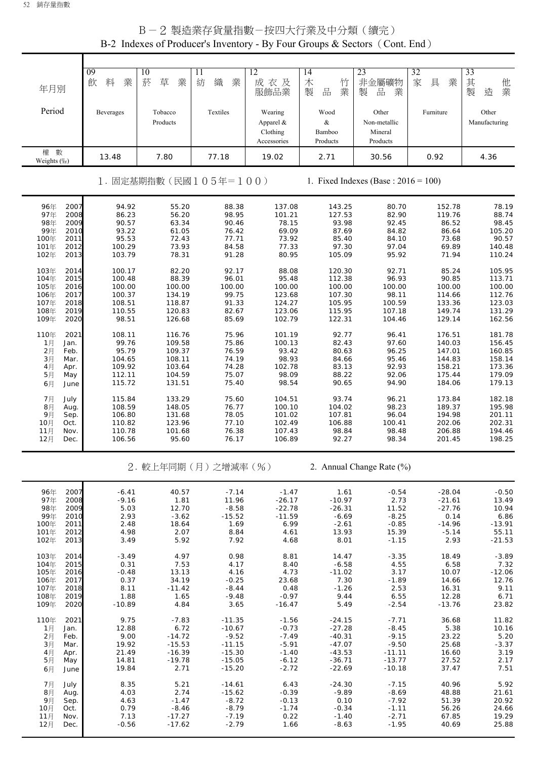# B－2 製造業存貨量指數－按四大行業及中分類（續完）

## B-2 Indexes of Producer's Inventory - By Four Groups & Sectors（Cont. End）

| 年月別 Period | 09 飲料業 Beverages | 10 菸草業 Tobacco Products | 11 紡織業 Textiles | 12 成衣及服飾品業 Wearing Apparel & Clothing Accessories | 14 木竹製品業 Wood & Bamboo Products | 23 非金屬礦物製品業 Other Non-metallic Mineral Products | 32 家具業 Furniture | 33 其他製造業 Other Manufacturing |
|---|---|---|---|---|---|---|---|---|
| 權數 Weights (‰) | 13.48 | 7.80 | 77.18 | 19.02 | 2.71 | 30.56 | 0.92 | 4.36 |

### 1. 固定基期指數（民國105年＝100）　1. Fixed Indexes (Base : 2016 = 100)

| 年月別 Period | 09 飲料業 | 10 菸草業 | 11 紡織業 | 12 成衣及服飾品業 | 14 木竹製品業 | 23 非金屬礦物製品業 | 32 家具業 | 33 其他製造業 |
|---|---|---|---|---|---|---|---|---|
| 96年 2007 | 94.92 | 55.20 | 88.38 | 137.08 | 143.25 | 80.70 | 152.78 | 78.19 |
| 97年 2008 | 86.23 | 56.20 | 98.95 | 101.21 | 127.53 | 82.90 | 119.76 | 88.74 |
| 98年 2009 | 90.57 | 63.34 | 90.46 | 78.15 | 93.98 | 92.45 | 86.52 | 98.45 |
| 99年 2010 | 93.22 | 61.05 | 76.42 | 69.09 | 87.69 | 84.82 | 86.64 | 105.20 |
| 100年 2011 | 95.53 | 72.43 | 77.71 | 73.92 | 85.40 | 84.10 | 73.68 | 90.57 |
| 101年 2012 | 100.29 | 73.93 | 84.58 | 77.33 | 97.30 | 97.04 | 69.89 | 140.48 |
| 102年 2013 | 103.79 | 78.31 | 91.28 | 80.95 | 105.09 | 95.92 | 71.94 | 110.24 |
| 103年 2014 | 100.17 | 82.20 | 92.17 | 88.08 | 120.30 | 92.71 | 85.24 | 105.95 |
| 104年 2015 | 100.48 | 88.39 | 96.01 | 95.48 | 112.38 | 96.93 | 90.85 | 113.71 |
| 105年 2016 | 100.00 | 100.00 | 100.00 | 100.00 | 100.00 | 100.00 | 100.00 | 100.00 |
| 106年 2017 | 100.37 | 134.19 | 99.75 | 123.68 | 107.30 | 98.11 | 114.66 | 112.76 |
| 107年 2018 | 108.51 | 118.87 | 91.33 | 124.27 | 105.95 | 100.59 | 133.36 | 123.03 |
| 108年 2019 | 110.55 | 120.83 | 82.67 | 123.06 | 115.95 | 107.18 | 149.74 | 131.29 |
| 109年 2020 | 98.51 | 126.68 | 85.69 | 102.79 | 122.31 | 104.46 | 129.14 | 162.56 |
| 110年 2021 | 108.11 | 116.76 | 75.96 | 101.19 | 92.77 | 96.41 | 176.51 | 181.78 |
| 1月 Jan. | 99.76 | 109.58 | 75.86 | 100.13 | 82.43 | 97.60 | 140.03 | 156.45 |
| 2月 Feb. | 95.79 | 109.37 | 76.59 | 93.42 | 80.63 | 96.25 | 147.01 | 160.85 |
| 3月 Mar. | 104.65 | 108.11 | 74.19 | 98.93 | 84.66 | 95.46 | 144.83 | 158.14 |
| 4月 Apr. | 109.92 | 103.64 | 74.28 | 102.78 | 83.13 | 92.93 | 158.21 | 173.36 |
| 5月 May | 112.11 | 104.59 | 75.07 | 98.09 | 88.22 | 92.06 | 175.44 | 179.09 |
| 6月 June | 115.72 | 131.51 | 75.40 | 98.54 | 90.65 | 94.90 | 184.06 | 179.13 |
| 7月 July | 115.84 | 133.29 | 75.60 | 104.51 | 93.74 | 96.21 | 173.84 | 182.18 |
| 8月 Aug. | 108.59 | 148.05 | 76.77 | 100.10 | 104.02 | 98.23 | 189.37 | 195.98 |
| 9月 Sep. | 106.80 | 131.68 | 78.05 | 101.02 | 107.81 | 96.04 | 194.98 | 201.11 |
| 10月 Oct. | 110.82 | 123.96 | 77.10 | 102.49 | 106.88 | 100.41 | 202.06 | 202.31 |
| 11月 Nov. | 110.78 | 101.68 | 76.38 | 107.43 | 98.84 | 98.48 | 206.88 | 194.46 |
| 12月 Dec. | 106.56 | 95.60 | 76.17 | 106.89 | 92.27 | 98.34 | 201.45 | 198.25 |

### 2. 較上年同期（月）之增減率（%）　2. Annual Change Rate (%)

| 年月別 Period | 09 飲料業 | 10 菸草業 | 11 紡織業 | 12 成衣及服飾品業 | 14 木竹製品業 | 23 非金屬礦物製品業 | 32 家具業 | 33 其他製造業 |
|---|---|---|---|---|---|---|---|---|
| 96年 2007 | -6.41 | 40.57 | -7.14 | -1.47 | 1.61 | -0.54 | -28.04 | -0.50 |
| 97年 2008 | -9.16 | 1.81 | 11.96 | -26.17 | -10.97 | 2.73 | -21.61 | 13.49 |
| 98年 2009 | 5.03 | 12.70 | -8.58 | -22.78 | -26.31 | 11.52 | -27.76 | 10.94 |
| 99年 2010 | 2.93 | -3.62 | -15.52 | -11.59 | -6.69 | -8.25 | 0.14 | 6.86 |
| 100年 2011 | 2.48 | 18.64 | 1.69 | 6.99 | -2.61 | -0.85 | -14.96 | -13.91 |
| 101年 2012 | 4.98 | 2.07 | 8.84 | 4.61 | 13.93 | 15.39 | -5.14 | 55.11 |
| 102年 2013 | 3.49 | 5.92 | 7.92 | 4.68 | 8.01 | -1.15 | 2.93 | -21.53 |
| 103年 2014 | -3.49 | 4.97 | 0.98 | 8.81 | 14.47 | -3.35 | 18.49 | -3.89 |
| 104年 2015 | 0.31 | 7.53 | 4.17 | 8.40 | -6.58 | 4.55 | 6.58 | 7.32 |
| 105年 2016 | -0.48 | 13.13 | 4.16 | 4.73 | -11.02 | 3.17 | 10.07 | -12.06 |
| 106年 2017 | 0.37 | 34.19 | -0.25 | 23.68 | 7.30 | -1.89 | 14.66 | 12.76 |
| 107年 2018 | 8.11 | -11.42 | -8.44 | 0.48 | -1.26 | 2.53 | 16.31 | 9.11 |
| 108年 2019 | 1.88 | 1.65 | -9.48 | -0.97 | 9.44 | 6.55 | 12.28 | 6.71 |
| 109年 2020 | -10.89 | 4.84 | 3.65 | -16.47 | 5.49 | -2.54 | -13.76 | 23.82 |
| 110年 2021 | 9.75 | -7.83 | -11.35 | -1.56 | -24.15 | -7.71 | 36.68 | 11.82 |
| 1月 Jan. | 12.88 | 6.72 | -10.67 | -0.73 | -27.28 | -8.45 | 5.38 | 10.16 |
| 2月 Feb. | 9.00 | -14.72 | -9.52 | -7.49 | -40.31 | -9.15 | 23.22 | 5.20 |
| 3月 Mar. | 19.92 | -15.53 | -11.15 | -5.91 | -47.07 | -9.50 | 25.68 | -3.37 |
| 4月 Apr. | 21.49 | -16.39 | -15.30 | -1.40 | -43.53 | -11.11 | 16.60 | 3.19 |
| 5月 May | 14.81 | -19.78 | -15.05 | -6.12 | -36.71 | -13.77 | 27.52 | 2.17 |
| 6月 June | 19.84 | 2.71 | -15.20 | -2.72 | -22.69 | -10.18 | 37.47 | 7.51 |
| 7月 July | 8.35 | 5.21 | -14.61 | 6.43 | -24.30 | -7.15 | 40.96 | 5.92 |
| 8月 Aug. | 4.03 | 2.74 | -15.62 | -0.39 | -9.89 | -8.69 | 48.88 | 21.61 |
| 9月 Sep. | 4.63 | -1.47 | -8.72 | -0.13 | 0.10 | -7.92 | 51.39 | 20.92 |
| 10月 Oct. | 0.79 | -8.46 | -8.79 | -1.74 | -0.34 | -1.11 | 56.26 | 24.66 |
| 11月 Nov. | 7.13 | -17.27 | -7.19 | 0.22 | -1.40 | -2.71 | 67.85 | 19.29 |
| 12月 Dec. | -0.56 | -17.62 | -2.79 | 1.66 | -8.63 | -1.95 | 40.69 | 25.88 |